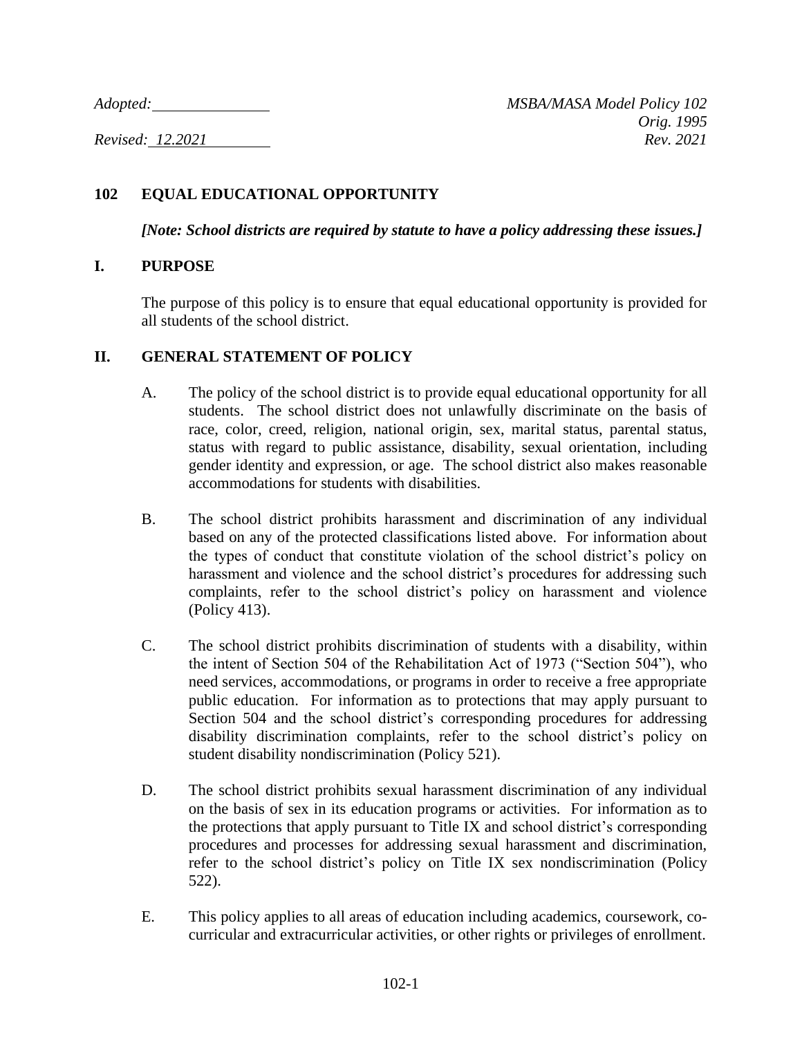*Adopted:* \_\_\_\_\_\_\_\_\_\_\_\_\_\_ *MSBA/MASA Model Policy 102*
*Orig. 1995*
*Revised: 12.2021* *Rev. 2021*

# 102 EQUAL EDUCATIONAL OPPORTUNITY

***[Note: School districts are required by statute to have a policy addressing these issues.]***

## I. PURPOSE

The purpose of this policy is to ensure that equal educational opportunity is provided for all students of the school district.

## II. GENERAL STATEMENT OF POLICY

A. The policy of the school district is to provide equal educational opportunity for all students. The school district does not unlawfully discriminate on the basis of race, color, creed, religion, national origin, sex, marital status, parental status, status with regard to public assistance, disability, sexual orientation, including gender identity and expression, or age. The school district also makes reasonable accommodations for students with disabilities.

B. The school district prohibits harassment and discrimination of any individual based on any of the protected classifications listed above. For information about the types of conduct that constitute violation of the school district's policy on harassment and violence and the school district's procedures for addressing such complaints, refer to the school district's policy on harassment and violence (Policy 413).

C. The school district prohibits discrimination of students with a disability, within the intent of Section 504 of the Rehabilitation Act of 1973 ("Section 504"), who need services, accommodations, or programs in order to receive a free appropriate public education. For information as to protections that may apply pursuant to Section 504 and the school district's corresponding procedures for addressing disability discrimination complaints, refer to the school district's policy on student disability nondiscrimination (Policy 521).

D. The school district prohibits sexual harassment discrimination of any individual on the basis of sex in its education programs or activities. For information as to the protections that apply pursuant to Title IX and school district's corresponding procedures and processes for addressing sexual harassment and discrimination, refer to the school district's policy on Title IX sex nondiscrimination (Policy 522).

E. This policy applies to all areas of education including academics, coursework, co-curricular and extracurricular activities, or other rights or privileges of enrollment.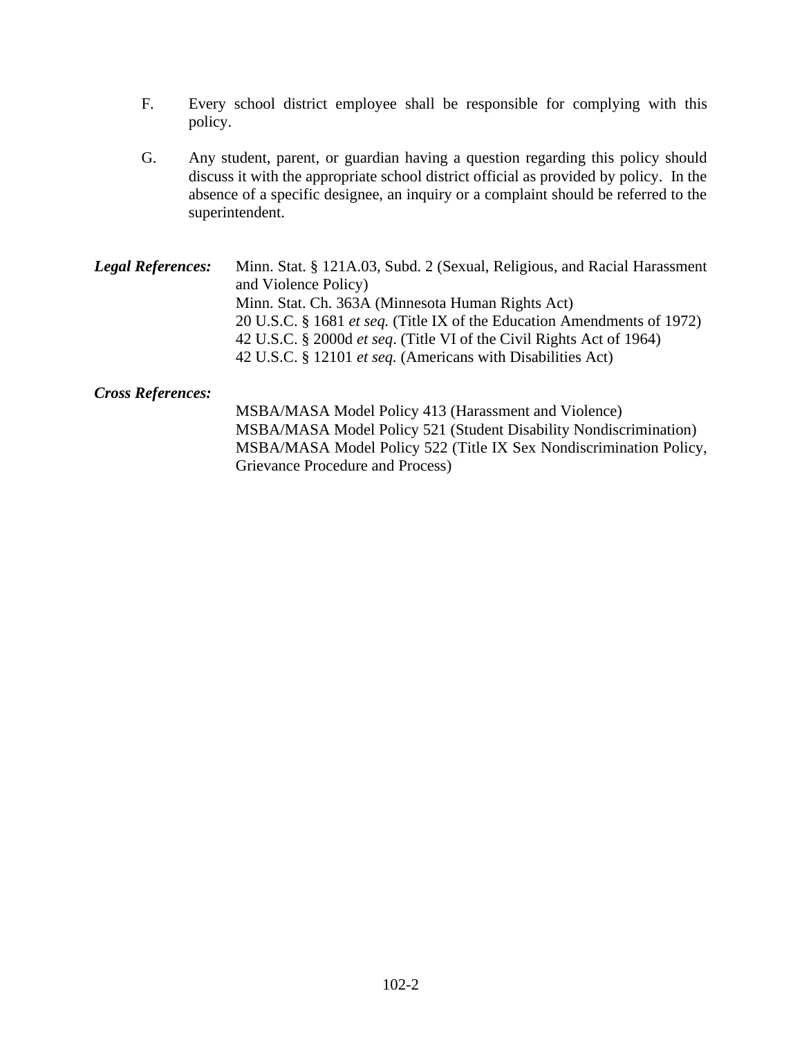F. Every school district employee shall be responsible for complying with this policy.

G. Any student, parent, or guardian having a question regarding this policy should discuss it with the appropriate school district official as provided by policy. In the absence of a specific designee, an inquiry or a complaint should be referred to the superintendent.

***Legal References:***

Minn. Stat. § 121A.03, Subd. 2 (Sexual, Religious, and Racial Harassment and Violence Policy)
Minn. Stat. Ch. 363A (Minnesota Human Rights Act)
20 U.S.C. § 1681 *et seq.* (Title IX of the Education Amendments of 1972)
42 U.S.C. § 2000d *et seq*. (Title VI of the Civil Rights Act of 1964)
42 U.S.C. § 12101 *et seq.* (Americans with Disabilities Act)

***Cross References:***

MSBA/MASA Model Policy 413 (Harassment and Violence)
MSBA/MASA Model Policy 521 (Student Disability Nondiscrimination)
MSBA/MASA Model Policy 522 (Title IX Sex Nondiscrimination Policy, Grievance Procedure and Process)